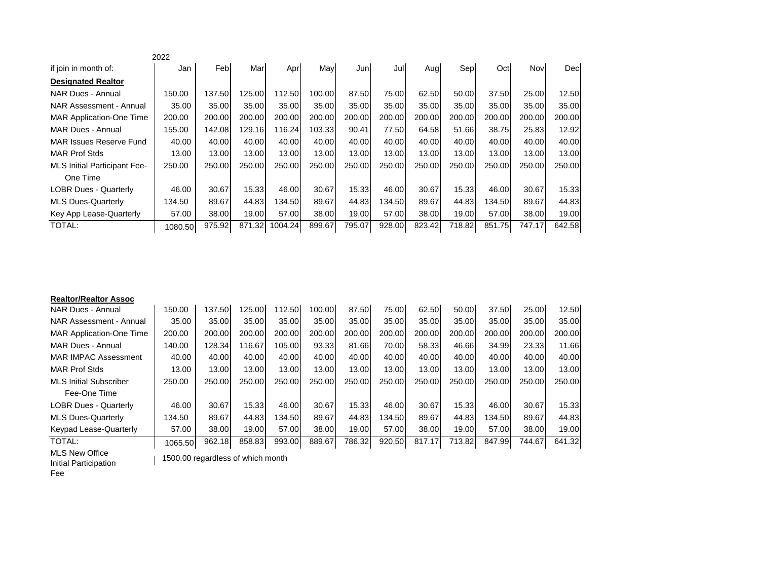2022

| if join in month of: | Jan | Feb | Mar | Apr | May | Jun | Jul | Aug | Sep | Oct | Nov | Dec |
|---|---|---|---|---|---|---|---|---|---|---|---|---|
| **Designated Realtor** | | | | | | | | | | | | |
| NAR Dues - Annual | 150.00 | 137.50 | 125.00 | 112.50 | 100.00 | 87.50 | 75.00 | 62.50 | 50.00 | 37.50 | 25.00 | 12.50 |
| NAR Assessment - Annual | 35.00 | 35.00 | 35.00 | 35.00 | 35.00 | 35.00 | 35.00 | 35.00 | 35.00 | 35.00 | 35.00 | 35.00 |
| MAR Application-One Time | 200.00 | 200.00 | 200.00 | 200.00 | 200.00 | 200.00 | 200.00 | 200.00 | 200.00 | 200.00 | 200.00 | 200.00 |
| MAR Dues - Annual | 155.00 | 142.08 | 129.16 | 116.24 | 103.33 | 90.41 | 77.50 | 64.58 | 51.66 | 38.75 | 25.83 | 12.92 |
| MAR Issues Reserve Fund | 40.00 | 40.00 | 40.00 | 40.00 | 40.00 | 40.00 | 40.00 | 40.00 | 40.00 | 40.00 | 40.00 | 40.00 |
| MAR Prof Stds | 13.00 | 13.00 | 13.00 | 13.00 | 13.00 | 13.00 | 13.00 | 13.00 | 13.00 | 13.00 | 13.00 | 13.00 |
| MLS Initial Participant Fee- One Time | 250.00 | 250.00 | 250.00 | 250.00 | 250.00 | 250.00 | 250.00 | 250.00 | 250.00 | 250.00 | 250.00 | 250.00 |
| LOBR Dues - Quarterly | 46.00 | 30.67 | 15.33 | 46.00 | 30.67 | 15.33 | 46.00 | 30.67 | 15.33 | 46.00 | 30.67 | 15.33 |
| MLS Dues-Quarterly | 134.50 | 89.67 | 44.83 | 134.50 | 89.67 | 44.83 | 134.50 | 89.67 | 44.83 | 134.50 | 89.67 | 44.83 |
| Key App Lease-Quarterly | 57.00 | 38.00 | 19.00 | 57.00 | 38.00 | 19.00 | 57.00 | 38.00 | 19.00 | 57.00 | 38.00 | 19.00 |
| TOTAL: | 1080.50 | 975.92 | 871.32 | 1004.24 | 899.67 | 795.07 | 928.00 | 823.42 | 718.82 | 851.75 | 747.17 | 642.58 |

| **Realtor/Realtor Assoc** | | | | | | | | | | | | |
|---|---|---|---|---|---|---|---|---|---|---|---|---|
| NAR Dues - Annual | 150.00 | 137.50 | 125.00 | 112.50 | 100.00 | 87.50 | 75.00 | 62.50 | 50.00 | 37.50 | 25.00 | 12.50 |
| NAR Assessment - Annual | 35.00 | 35.00 | 35.00 | 35.00 | 35.00 | 35.00 | 35.00 | 35.00 | 35.00 | 35.00 | 35.00 | 35.00 |
| MAR Application-One Time | 200.00 | 200.00 | 200.00 | 200.00 | 200.00 | 200.00 | 200.00 | 200.00 | 200.00 | 200.00 | 200.00 | 200.00 |
| MAR Dues - Annual | 140.00 | 128.34 | 116.67 | 105.00 | 93.33 | 81.66 | 70.00 | 58.33 | 46.66 | 34.99 | 23.33 | 11.66 |
| MAR IMPAC Assessment | 40.00 | 40.00 | 40.00 | 40.00 | 40.00 | 40.00 | 40.00 | 40.00 | 40.00 | 40.00 | 40.00 | 40.00 |
| MAR Prof Stds | 13.00 | 13.00 | 13.00 | 13.00 | 13.00 | 13.00 | 13.00 | 13.00 | 13.00 | 13.00 | 13.00 | 13.00 |
| MLS Initial Subscriber Fee-One Time | 250.00 | 250.00 | 250.00 | 250.00 | 250.00 | 250.00 | 250.00 | 250.00 | 250.00 | 250.00 | 250.00 | 250.00 |
| LOBR Dues - Quarterly | 46.00 | 30.67 | 15.33 | 46.00 | 30.67 | 15.33 | 46.00 | 30.67 | 15.33 | 46.00 | 30.67 | 15.33 |
| MLS Dues-Quarterly | 134.50 | 89.67 | 44.83 | 134.50 | 89.67 | 44.83 | 134.50 | 89.67 | 44.83 | 134.50 | 89.67 | 44.83 |
| Keypad Lease-Quarterly | 57.00 | 38.00 | 19.00 | 57.00 | 38.00 | 19.00 | 57.00 | 38.00 | 19.00 | 57.00 | 38.00 | 19.00 |
| TOTAL: | 1065.50 | 962.18 | 858.83 | 993.00 | 889.67 | 786.32 | 920.50 | 817.17 | 713.82 | 847.99 | 744.67 | 641.32 |
| MLS New Office Initial Participation Fee | 1500.00 regardless of which month | | | | | | | | | | | |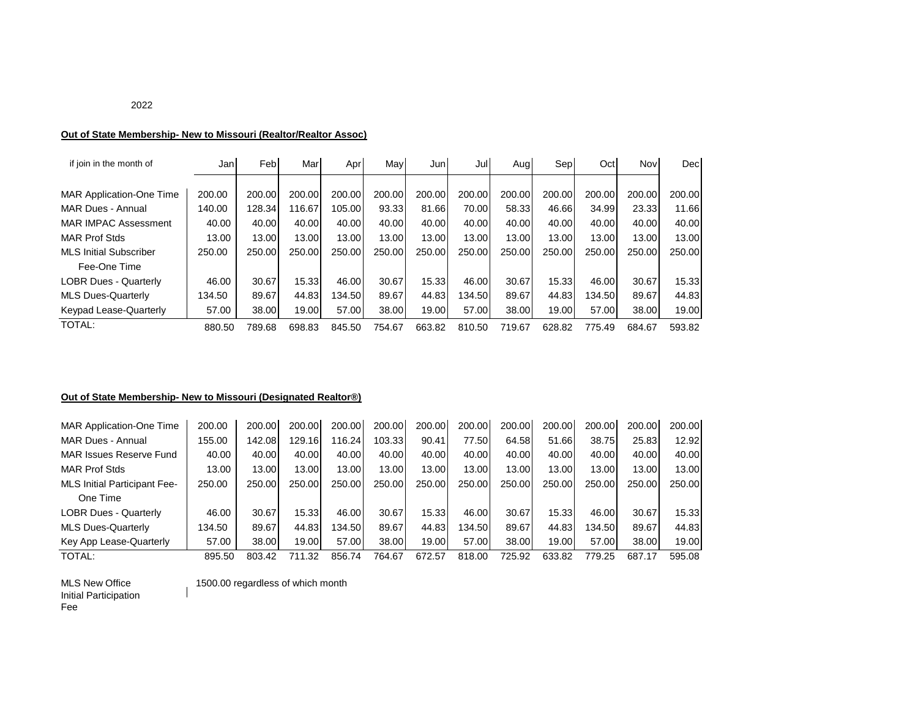2022

**Out of State Membership- New to Missouri (Realtor/Realtor Assoc)**

| if join in the month of | Jan | Feb | Mar | Apr | May | Jun | Jul | Aug | Sep | Oct | Nov | Dec |
|---|---|---|---|---|---|---|---|---|---|---|---|---|
| MAR Application-One Time | 200.00 | 200.00 | 200.00 | 200.00 | 200.00 | 200.00 | 200.00 | 200.00 | 200.00 | 200.00 | 200.00 | 200.00 |
| MAR Dues - Annual | 140.00 | 128.34 | 116.67 | 105.00 | 93.33 | 81.66 | 70.00 | 58.33 | 46.66 | 34.99 | 23.33 | 11.66 |
| MAR IMPAC Assessment | 40.00 | 40.00 | 40.00 | 40.00 | 40.00 | 40.00 | 40.00 | 40.00 | 40.00 | 40.00 | 40.00 | 40.00 |
| MAR Prof Stds | 13.00 | 13.00 | 13.00 | 13.00 | 13.00 | 13.00 | 13.00 | 13.00 | 13.00 | 13.00 | 13.00 | 13.00 |
| MLS Initial Subscriber Fee-One Time | 250.00 | 250.00 | 250.00 | 250.00 | 250.00 | 250.00 | 250.00 | 250.00 | 250.00 | 250.00 | 250.00 | 250.00 |
| LOBR Dues - Quarterly | 46.00 | 30.67 | 15.33 | 46.00 | 30.67 | 15.33 | 46.00 | 30.67 | 15.33 | 46.00 | 30.67 | 15.33 |
| MLS Dues-Quarterly | 134.50 | 89.67 | 44.83 | 134.50 | 89.67 | 44.83 | 134.50 | 89.67 | 44.83 | 134.50 | 89.67 | 44.83 |
| Keypad Lease-Quarterly | 57.00 | 38.00 | 19.00 | 57.00 | 38.00 | 19.00 | 57.00 | 38.00 | 19.00 | 57.00 | 38.00 | 19.00 |
| TOTAL: | 880.50 | 789.68 | 698.83 | 845.50 | 754.67 | 663.82 | 810.50 | 719.67 | 628.82 | 775.49 | 684.67 | 593.82 |

**Out of State Membership- New to Missouri (Designated Realtor®)**

| | Jan | Feb | Mar | Apr | May | Jun | Jul | Aug | Sep | Oct | Nov | Dec |
|---|---|---|---|---|---|---|---|---|---|---|---|---|
| MAR Application-One Time | 200.00 | 200.00 | 200.00 | 200.00 | 200.00 | 200.00 | 200.00 | 200.00 | 200.00 | 200.00 | 200.00 | 200.00 |
| MAR Dues - Annual | 155.00 | 142.08 | 129.16 | 116.24 | 103.33 | 90.41 | 77.50 | 64.58 | 51.66 | 38.75 | 25.83 | 12.92 |
| MAR Issues Reserve Fund | 40.00 | 40.00 | 40.00 | 40.00 | 40.00 | 40.00 | 40.00 | 40.00 | 40.00 | 40.00 | 40.00 | 40.00 |
| MAR Prof Stds | 13.00 | 13.00 | 13.00 | 13.00 | 13.00 | 13.00 | 13.00 | 13.00 | 13.00 | 13.00 | 13.00 | 13.00 |
| MLS Initial Participant Fee-One Time | 250.00 | 250.00 | 250.00 | 250.00 | 250.00 | 250.00 | 250.00 | 250.00 | 250.00 | 250.00 | 250.00 | 250.00 |
| LOBR Dues - Quarterly | 46.00 | 30.67 | 15.33 | 46.00 | 30.67 | 15.33 | 46.00 | 30.67 | 15.33 | 46.00 | 30.67 | 15.33 |
| MLS Dues-Quarterly | 134.50 | 89.67 | 44.83 | 134.50 | 89.67 | 44.83 | 134.50 | 89.67 | 44.83 | 134.50 | 89.67 | 44.83 |
| Key App Lease-Quarterly | 57.00 | 38.00 | 19.00 | 57.00 | 38.00 | 19.00 | 57.00 | 38.00 | 19.00 | 57.00 | 38.00 | 19.00 |
| TOTAL: | 895.50 | 803.42 | 711.32 | 856.74 | 764.67 | 672.57 | 818.00 | 725.92 | 633.82 | 779.25 | 687.17 | 595.08 |

MLS New Office Initial Participation Fee — 1500.00 regardless of which month